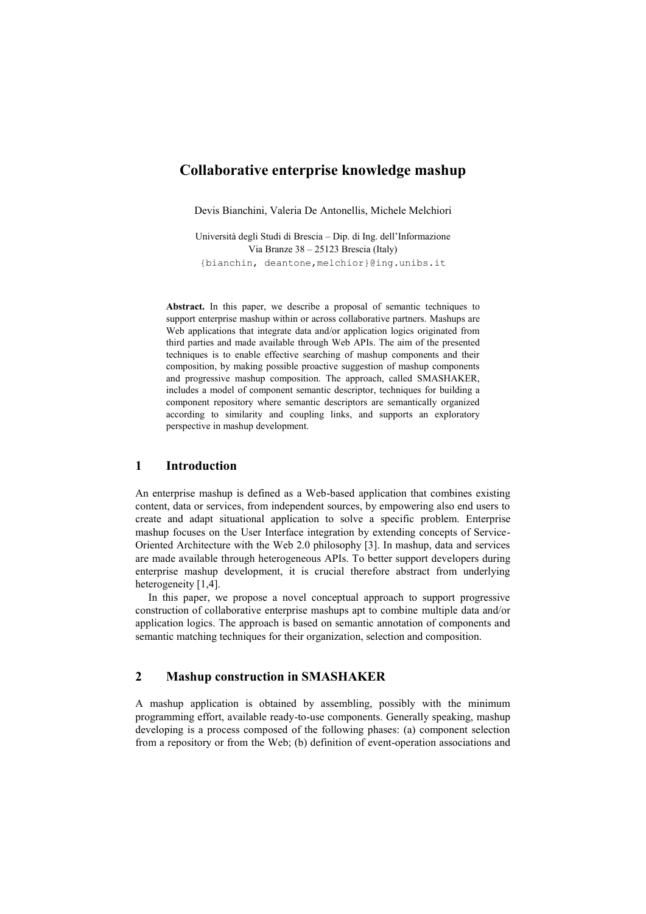# Collaborative enterprise knowledge mashup

Devis Bianchini, Valeria De Antonellis, Michele Melchiori

Università degli Studi di Brescia – Dip. di Ing. dell'Informazione
Via Branze 38 – 25123 Brescia (Italy)
{bianchin, deantone,melchior}@ing.unibs.it

**Abstract.** In this paper, we describe a proposal of semantic techniques to support enterprise mashup within or across collaborative partners. Mashups are Web applications that integrate data and/or application logics originated from third parties and made available through Web APIs. The aim of the presented techniques is to enable effective searching of mashup components and their composition, by making possible proactive suggestion of mashup components and progressive mashup composition. The approach, called SMASHAKER, includes a model of component semantic descriptor, techniques for building a component repository where semantic descriptors are semantically organized according to similarity and coupling links, and supports an exploratory perspective in mashup development.

## 1 Introduction

An enterprise mashup is defined as a Web-based application that combines existing content, data or services, from independent sources, by empowering also end users to create and adapt situational application to solve a specific problem. Enterprise mashup focuses on the User Interface integration by extending concepts of Service-Oriented Architecture with the Web 2.0 philosophy [3]. In mashup, data and services are made available through heterogeneous APIs. To better support developers during enterprise mashup development, it is crucial therefore abstract from underlying heterogeneity [1,4].

In this paper, we propose a novel conceptual approach to support progressive construction of collaborative enterprise mashups apt to combine multiple data and/or application logics. The approach is based on semantic annotation of components and semantic matching techniques for their organization, selection and composition.

## 2 Mashup construction in SMASHAKER

A mashup application is obtained by assembling, possibly with the minimum programming effort, available ready-to-use components. Generally speaking, mashup developing is a process composed of the following phases: (a) component selection from a repository or from the Web; (b) definition of event-operation associations and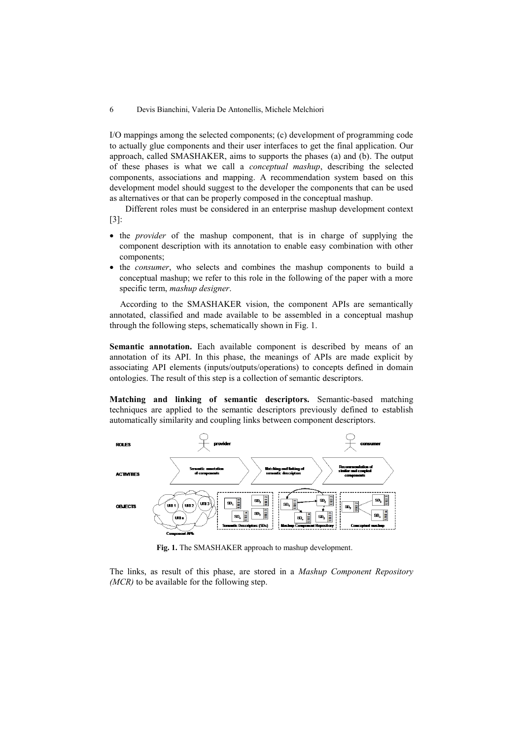I/O mappings among the selected components; (c) development of programming code to actually glue components and their user interfaces to get the final application. Our approach, called SMASHAKER, aims to supports the phases (a) and (b). The output of these phases is what we call a *conceptual mashup*, describing the selected components, associations and mapping. A recommendation system based on this development model should suggest to the developer the components that can be used as alternatives or that can be properly composed in the conceptual mashup.

Different roles must be considered in an enterprise mashup development context [3]:

- the *provider* of the mashup component, that is in charge of supplying the component description with its annotation to enable easy combination with other components;
- the *consumer*, who selects and combines the mashup components to build a conceptual mashup; we refer to this role in the following of the paper with a more specific term, *mashup designer*.

According to the SMASHAKER vision, the component APIs are semantically annotated, classified and made available to be assembled in a conceptual mashup through the following steps, schematically shown in Fig. 1.

**Semantic annotation.** Each available component is described by means of an annotation of its API. In this phase, the meanings of APIs are made explicit by associating API elements (inputs/outputs/operations) to concepts defined in domain ontologies. The result of this step is a collection of semantic descriptors.

**Matching and linking of semantic descriptors.** Semantic-based matching techniques are applied to the semantic descriptors previously defined to establish automatically similarity and coupling links between component descriptors.

**Fig. 1.** The SMASHAKER approach to mashup development.

The links, as result of this phase, are stored in a *Mashup Component Repository (MCR)* to be available for the following step.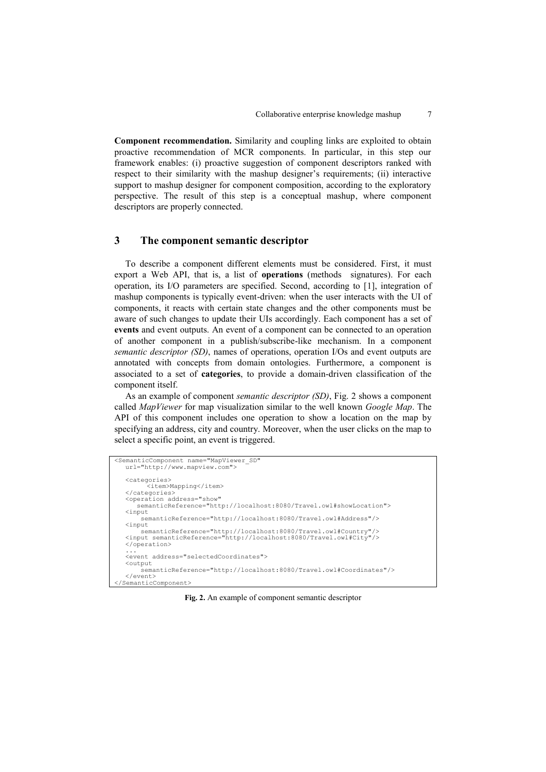**Component recommendation.** Similarity and coupling links are exploited to obtain proactive recommendation of MCR components. In particular, in this step our framework enables: (i) proactive suggestion of component descriptors ranked with respect to their similarity with the mashup designer's requirements; (ii) interactive support to mashup designer for component composition, according to the exploratory perspective. The result of this step is a conceptual mashup, where component descriptors are properly connected.

## 3 The component semantic descriptor

To describe a component different elements must be considered. First, it must export a Web API, that is, a list of **operations** (methods signatures). For each operation, its I/O parameters are specified. Second, according to [1], integration of mashup components is typically event-driven: when the user interacts with the UI of components, it reacts with certain state changes and the other components must be aware of such changes to update their UIs accordingly. Each component has a set of **events** and event outputs. An event of a component can be connected to an operation of another component in a publish/subscribe-like mechanism. In a component *semantic descriptor (SD)*, names of operations, operation I/Os and event outputs are annotated with concepts from domain ontologies. Furthermore, a component is associated to a set of **categories**, to provide a domain-driven classification of the component itself.

As an example of component *semantic descriptor (SD)*, Fig. 2 shows a component called *MapViewer* for map visualization similar to the well known *Google Map*. The API of this component includes one operation to show a location on the map by specifying an address, city and country. Moreover, when the user clicks on the map to select a specific point, an event is triggered.

```
<SemanticComponent name="MapViewer_SD"
   url="http://www.mapview.com">

   <categories>
         <item>Mapping</item>
   </categories>
   <operation address="show"
      semanticReference="http://localhost:8080/Travel.owl#showLocation">
   <input
       semanticReference="http://localhost:8080/Travel.owl#Address"/>
   <input
       semanticReference="http://localhost:8080/Travel.owl#Country"/>
   <input semanticReference="http://localhost:8080/Travel.owl#City"/>
   </operation>
   ...
   <event address="selectedCoordinates">
   <output
       semanticReference="http://localhost:8080/Travel.owl#Coordinates"/>
   </event>
</SemanticComponent>
```

**Fig. 2.** An example of component semantic descriptor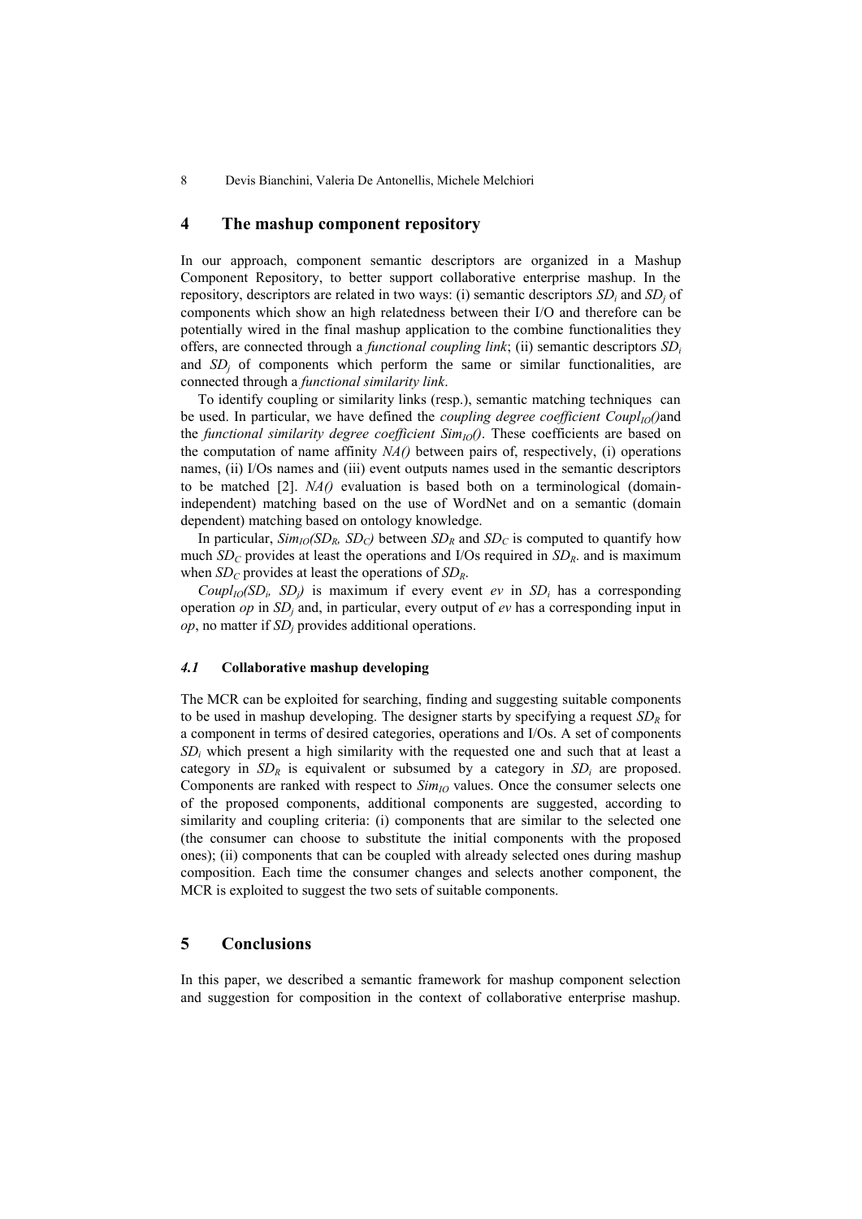## 4 The mashup component repository

In our approach, component semantic descriptors are organized in a Mashup Component Repository, to better support collaborative enterprise mashup. In the repository, descriptors are related in two ways: (i) semantic descriptors $SD_i$ and $SD_j$ of components which show an high relatedness between their I/O and therefore can be potentially wired in the final mashup application to the combine functionalities they offers, are connected through a *functional coupling link*; (ii) semantic descriptors $SD_i$ and $SD_j$ of components which perform the same or similar functionalities, are connected through a *functional similarity link*.

To identify coupling or similarity links (resp.), semantic matching techniques can be used. In particular, we have defined the *coupling degree coefficient* $Coupl_{IO}()$ and the *functional similarity degree coefficient* $Sim_{IO}()$. These coefficients are based on the computation of name affinity *NA()* between pairs of, respectively, (i) operations names, (ii) I/Os names and (iii) event outputs names used in the semantic descriptors to be matched [2]. *NA()* evaluation is based both on a terminological (domain-independent) matching based on the use of WordNet and on a semantic (domain dependent) matching based on ontology knowledge.

In particular, $Sim_{IO}(SD_R, SD_C)$ between $SD_R$ and $SD_C$ is computed to quantify how much $SD_C$ provides at least the operations and I/Os required in $SD_R$. and is maximum when $SD_C$ provides at least the operations of $SD_R$.

$Coupl_{IO}(SD_i, SD_j)$ is maximum if every event $ev$ in $SD_i$ has a corresponding operation $op$ in $SD_j$ and, in particular, every output of $ev$ has a corresponding input in $op$, no matter if $SD_j$ provides additional operations.

### *4.1* Collaborative mashup developing

The MCR can be exploited for searching, finding and suggesting suitable components to be used in mashup developing. The designer starts by specifying a request $SD_R$ for a component in terms of desired categories, operations and I/Os. A set of components $SD_i$ which present a high similarity with the requested one and such that at least a category in $SD_R$ is equivalent or subsumed by a category in $SD_i$ are proposed. Components are ranked with respect to $Sim_{IO}$ values. Once the consumer selects one of the proposed components, additional components are suggested, according to similarity and coupling criteria: (i) components that are similar to the selected one (the consumer can choose to substitute the initial components with the proposed ones); (ii) components that can be coupled with already selected ones during mashup composition. Each time the consumer changes and selects another component, the MCR is exploited to suggest the two sets of suitable components.

## 5 Conclusions

In this paper, we described a semantic framework for mashup component selection and suggestion for composition in the context of collaborative enterprise mashup.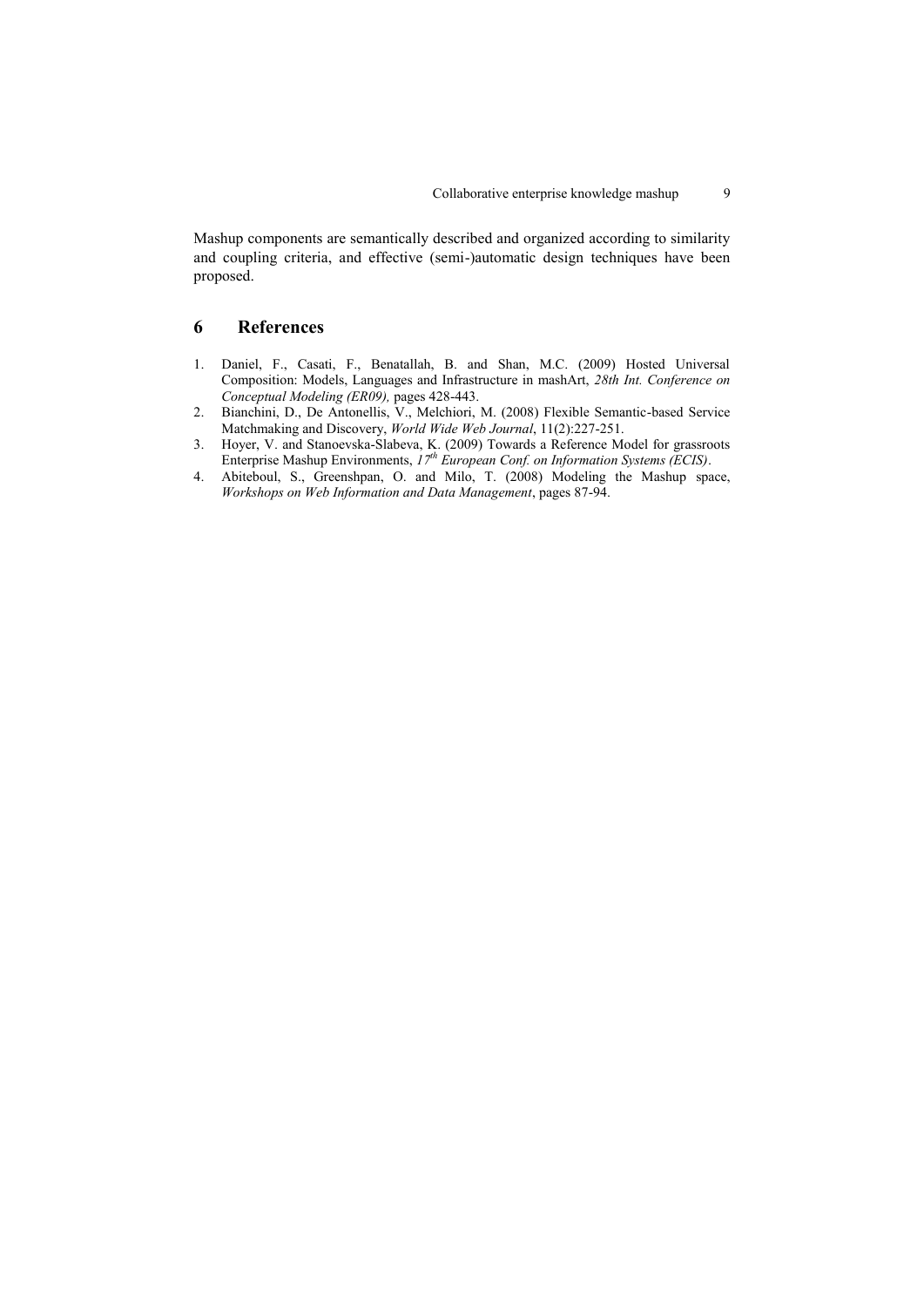Mashup components are semantically described and organized according to similarity and coupling criteria, and effective (semi-)automatic design techniques have been proposed.

## 6 References

1. Daniel, F., Casati, F., Benatallah, B. and Shan, M.C. (2009) Hosted Universal Composition: Models, Languages and Infrastructure in mashArt, *28th Int. Conference on Conceptual Modeling (ER09),* pages 428-443.
2. Bianchini, D., De Antonellis, V., Melchiori, M. (2008) Flexible Semantic-based Service Matchmaking and Discovery, *World Wide Web Journal*, 11(2):227-251.
3. Hoyer, V. and Stanoevska-Slabeva, K. (2009) Towards a Reference Model for grassroots Enterprise Mashup Environments, *17th European Conf. on Information Systems (ECIS)*.
4. Abiteboul, S., Greenshpan, O. and Milo, T. (2008) Modeling the Mashup space, *Workshops on Web Information and Data Management*, pages 87-94.